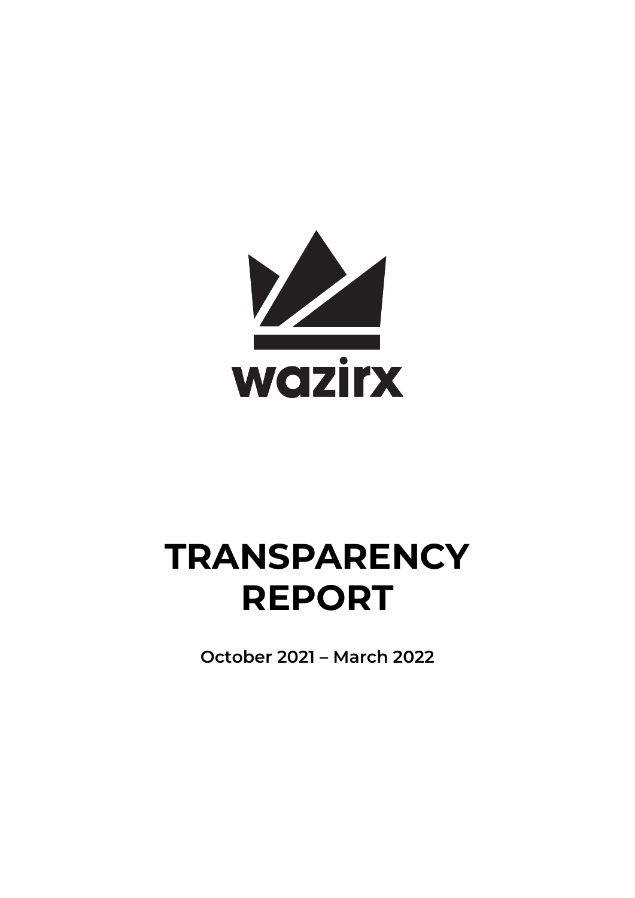wazirx

# TRANSPARENCY REPORT

**October 2021 – March 2022**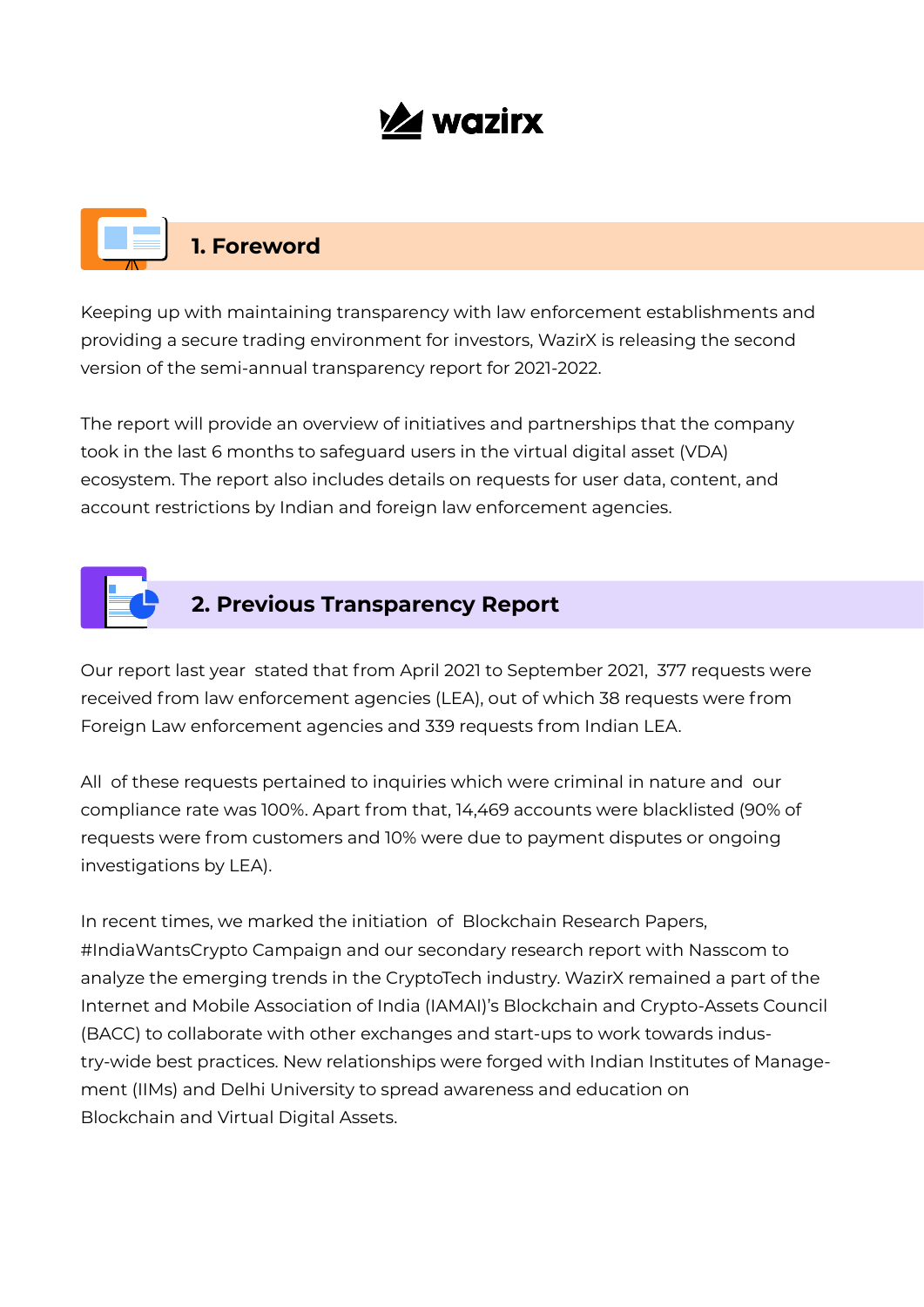## 1. Foreword

Keeping up with maintaining transparency with law enforcement establishments and providing a secure trading environment for investors, WazirX is releasing the second version of the semi-annual transparency report for 2021-2022.

The report will provide an overview of initiatives and partnerships that the company took in the last 6 months to safeguard users in the virtual digital asset (VDA) ecosystem. The report also includes details on requests for user data, content, and account restrictions by Indian and foreign law enforcement agencies.

## 2. Previous Transparency Report

Our report last year stated that from April 2021 to September 2021, 377 requests were received from law enforcement agencies (LEA), out of which 38 requests were from Foreign Law enforcement agencies and 339 requests from Indian LEA.

All of these requests pertained to inquiries which were criminal in nature and our compliance rate was 100%. Apart from that, 14,469 accounts were blacklisted (90% of requests were from customers and 10% were due to payment disputes or ongoing investigations by LEA).

In recent times, we marked the initiation of Blockchain Research Papers, #IndiaWantsCrypto Campaign and our secondary research report with Nasscom to analyze the emerging trends in the CryptoTech industry. WazirX remained a part of the Internet and Mobile Association of India (IAMAI)'s Blockchain and Crypto-Assets Council (BACC) to collaborate with other exchanges and start-ups to work towards industry-wide best practices. New relationships were forged with Indian Institutes of Management (IIMs) and Delhi University to spread awareness and education on Blockchain and Virtual Digital Assets.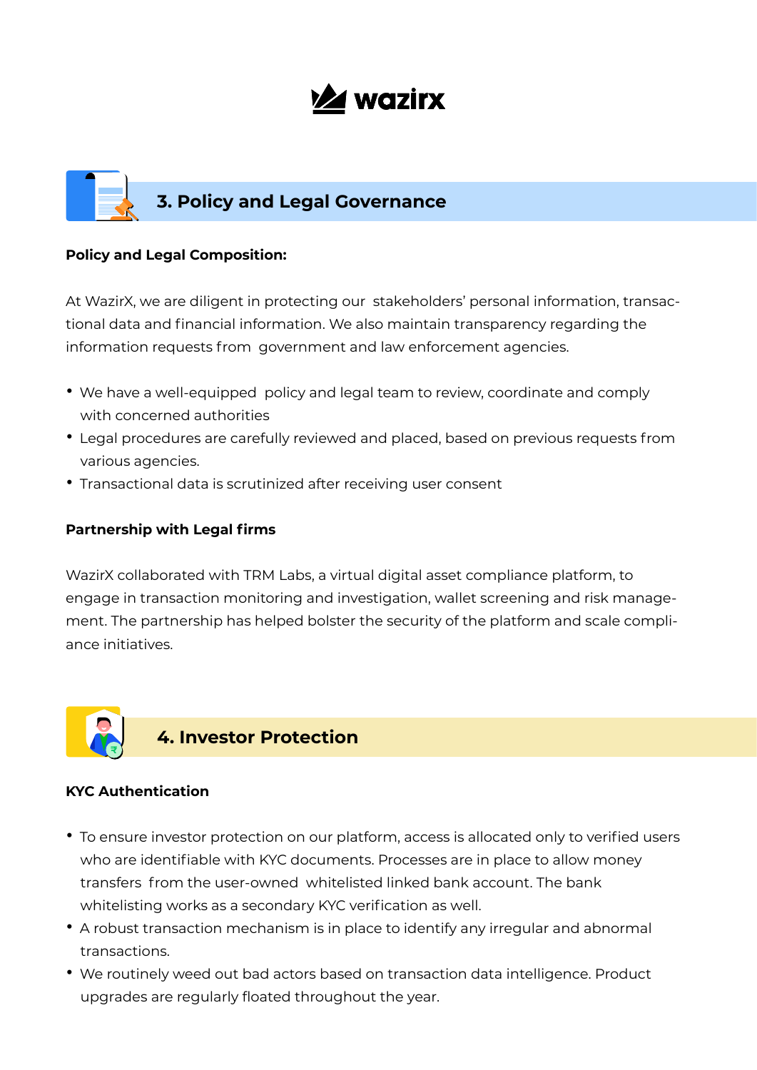## 3. Policy and Legal Governance

**Policy and Legal Composition:**

At WazirX, we are diligent in protecting our stakeholders' personal information, transactional data and financial information. We also maintain transparency regarding the information requests from government and law enforcement agencies.

- We have a well-equipped policy and legal team to review, coordinate and comply with concerned authorities
- Legal procedures are carefully reviewed and placed, based on previous requests from various agencies.
- Transactional data is scrutinized after receiving user consent

**Partnership with Legal firms**

WazirX collaborated with TRM Labs, a virtual digital asset compliance platform, to engage in transaction monitoring and investigation, wallet screening and risk management. The partnership has helped bolster the security of the platform and scale compliance initiatives.

## 4. Investor Protection

**KYC Authentication**

- To ensure investor protection on our platform, access is allocated only to verified users who are identifiable with KYC documents. Processes are in place to allow money transfers from the user-owned whitelisted linked bank account. The bank whitelisting works as a secondary KYC verification as well.
- A robust transaction mechanism is in place to identify any irregular and abnormal transactions.
- We routinely weed out bad actors based on transaction data intelligence. Product upgrades are regularly floated throughout the year.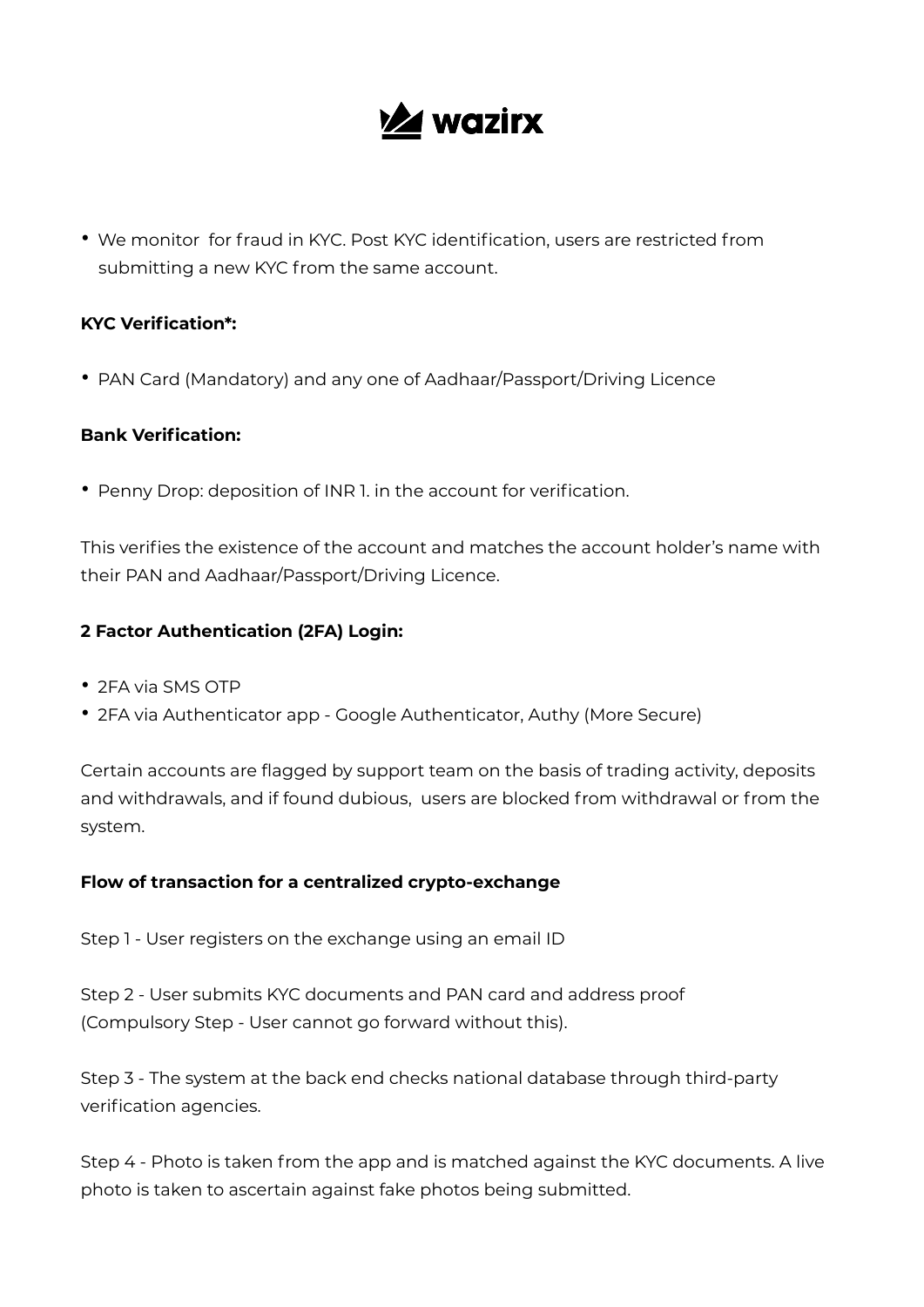- We monitor  for fraud in KYC. Post KYC identification, users are restricted from submitting a new KYC from the same account.

**KYC Verification*:**

- PAN Card (Mandatory) and any one of Aadhaar/Passport/Driving Licence

**Bank Verification:**

- Penny Drop: deposition of INR 1. in the account for verification.

This verifies the existence of the account and matches the account holder's name with their PAN and Aadhaar/Passport/Driving Licence.

**2 Factor Authentication (2FA) Login:**

- 2FA via SMS OTP
- 2FA via Authenticator app - Google Authenticator, Authy (More Secure)

Certain accounts are flagged by support team on the basis of trading activity, deposits and withdrawals, and if found dubious,  users are blocked from withdrawal or from the system.

**Flow of transaction for a centralized crypto-exchange**

Step 1 - User registers on the exchange using an email ID

Step 2 - User submits KYC documents and PAN card and address proof (Compulsory Step - User cannot go forward without this).

Step 3 - The system at the back end checks national database through third-party verification agencies.

Step 4 - Photo is taken from the app and is matched against the KYC documents. A live photo is taken to ascertain against fake photos being submitted.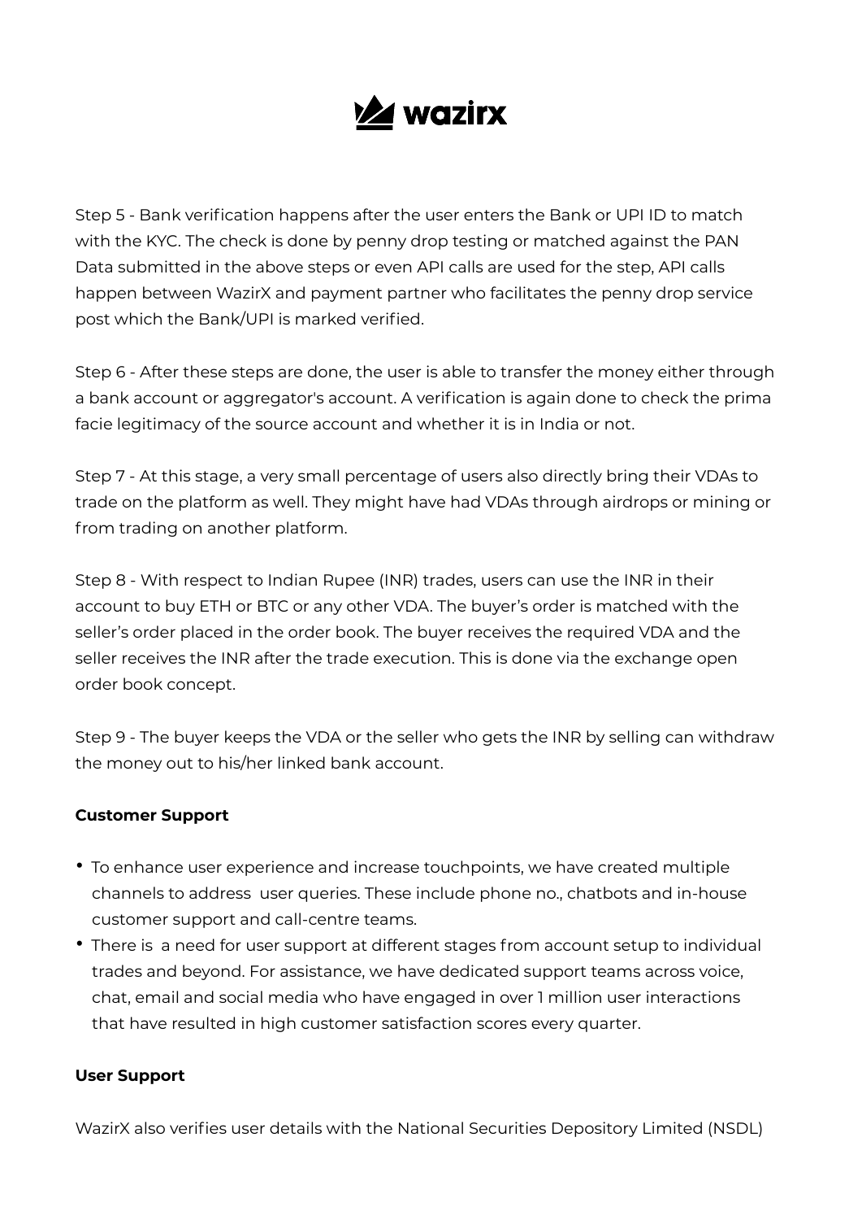Step 5 - Bank verification happens after the user enters the Bank or UPI ID to match with the KYC. The check is done by penny drop testing or matched against the PAN Data submitted in the above steps or even API calls are used for the step, API calls happen between WazirX and payment partner who facilitates the penny drop service post which the Bank/UPI is marked verified.

Step 6 - After these steps are done, the user is able to transfer the money either through a bank account or aggregator's account. A verification is again done to check the prima facie legitimacy of the source account and whether it is in India or not.

Step 7 - At this stage, a very small percentage of users also directly bring their VDAs to trade on the platform as well. They might have had VDAs through airdrops or mining or from trading on another platform.

Step 8 - With respect to Indian Rupee (INR) trades, users can use the INR in their account to buy ETH or BTC or any other VDA. The buyer's order is matched with the seller's order placed in the order book. The buyer receives the required VDA and the seller receives the INR after the trade execution. This is done via the exchange open order book concept.

Step 9 - The buyer keeps the VDA or the seller who gets the INR by selling can withdraw the money out to his/her linked bank account.

**Customer Support**

- To enhance user experience and increase touchpoints, we have created multiple channels to address user queries. These include phone no., chatbots and in-house customer support and call-centre teams.
- There is a need for user support at different stages from account setup to individual trades and beyond. For assistance, we have dedicated support teams across voice, chat, email and social media who have engaged in over 1 million user interactions that have resulted in high customer satisfaction scores every quarter.

**User Support**

WazirX also verifies user details with the National Securities Depository Limited (NSDL)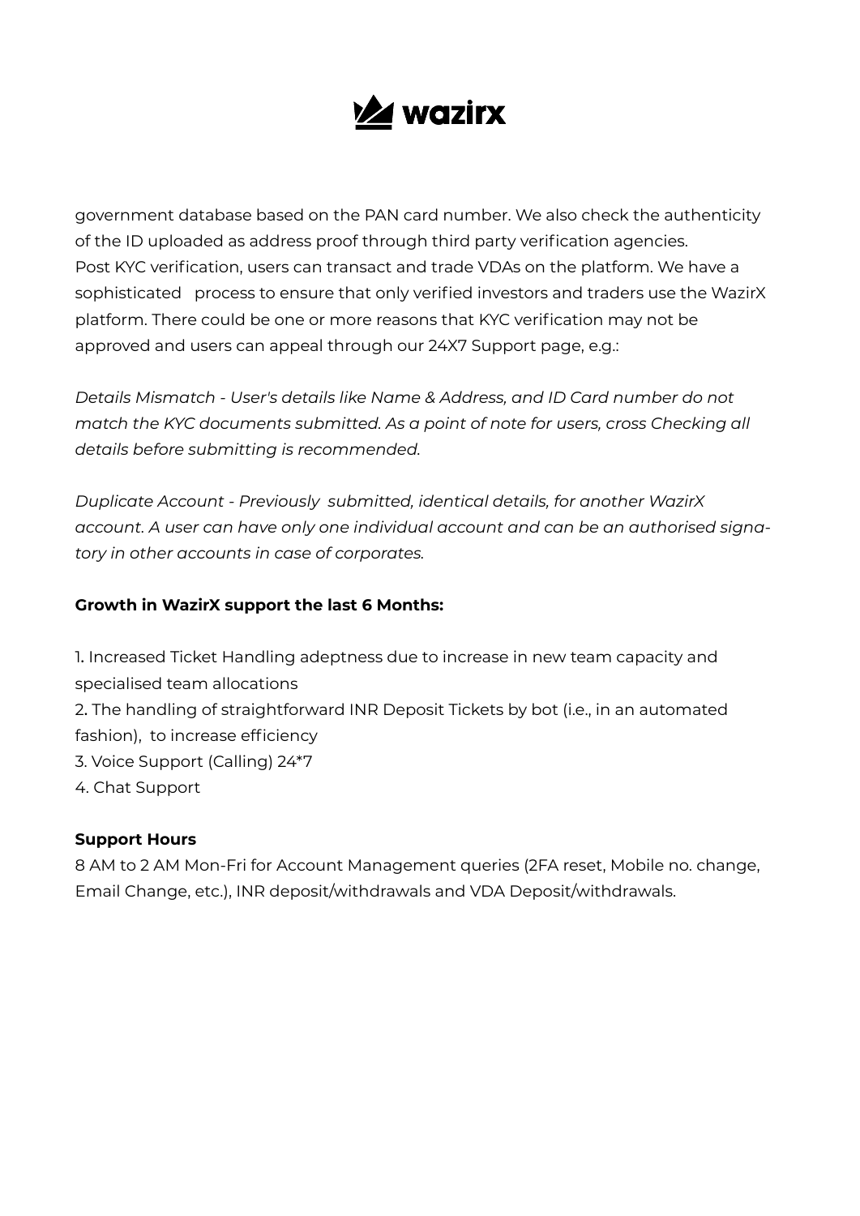government database based on the PAN card number. We also check the authenticity of the ID uploaded as address proof through third party verification agencies. Post KYC verification, users can transact and trade VDAs on the platform. We have a sophisticated process to ensure that only verified investors and traders use the WazirX platform. There could be one or more reasons that KYC verification may not be approved and users can appeal through our 24X7 Support page, e.g.:

*Details Mismatch - User's details like Name & Address, and ID Card number do not match the KYC documents submitted. As a point of note for users, cross Checking all details before submitting is recommended.*

*Duplicate Account - Previously submitted, identical details, for another WazirX account. A user can have only one individual account and can be an authorised signatory in other accounts in case of corporates.*

**Growth in WazirX support the last 6 Months:**

1. Increased Ticket Handling adeptness due to increase in new team capacity and specialised team allocations
2. The handling of straightforward INR Deposit Tickets by bot (i.e., in an automated fashion), to increase efficiency
3. Voice Support (Calling) 24*7
4. Chat Support

**Support Hours**

8 AM to 2 AM Mon-Fri for Account Management queries (2FA reset, Mobile no. change, Email Change, etc.), INR deposit/withdrawals and VDA Deposit/withdrawals.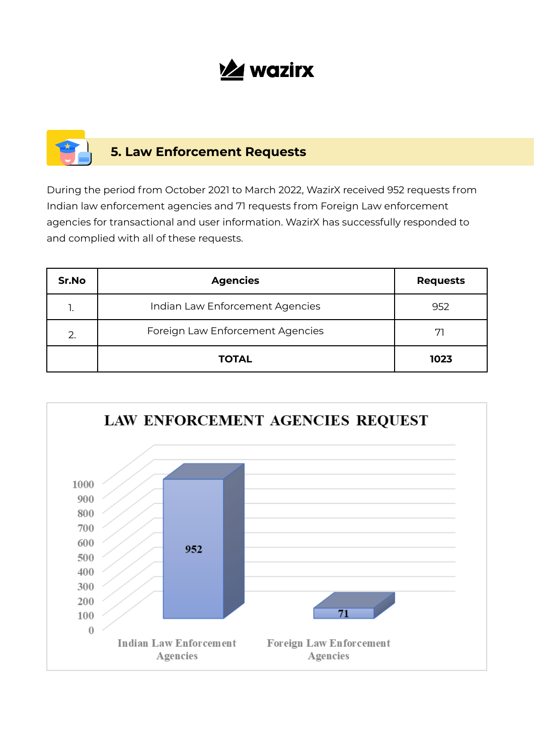## 5. Law Enforcement Requests

During the period from October 2021 to March 2022, WazirX received 952 requests from Indian law enforcement agencies and 71 requests from Foreign Law enforcement agencies for transactional and user information. WazirX has successfully responded to and complied with all of these requests.

| Sr.No | Agencies | Requests |
|---|---|---|
| 1. | Indian Law Enforcement Agencies | 952 |
| 2. | Foreign Law Enforcement Agencies | 71 |
| | **TOTAL** | **1023** |

**LAW ENFORCEMENT AGENCIES REQUEST**

| Agencies | Requests |
|---|---|
| Indian Law Enforcement Agencies | 952 |
| Foreign Law Enforcement Agencies | 71 |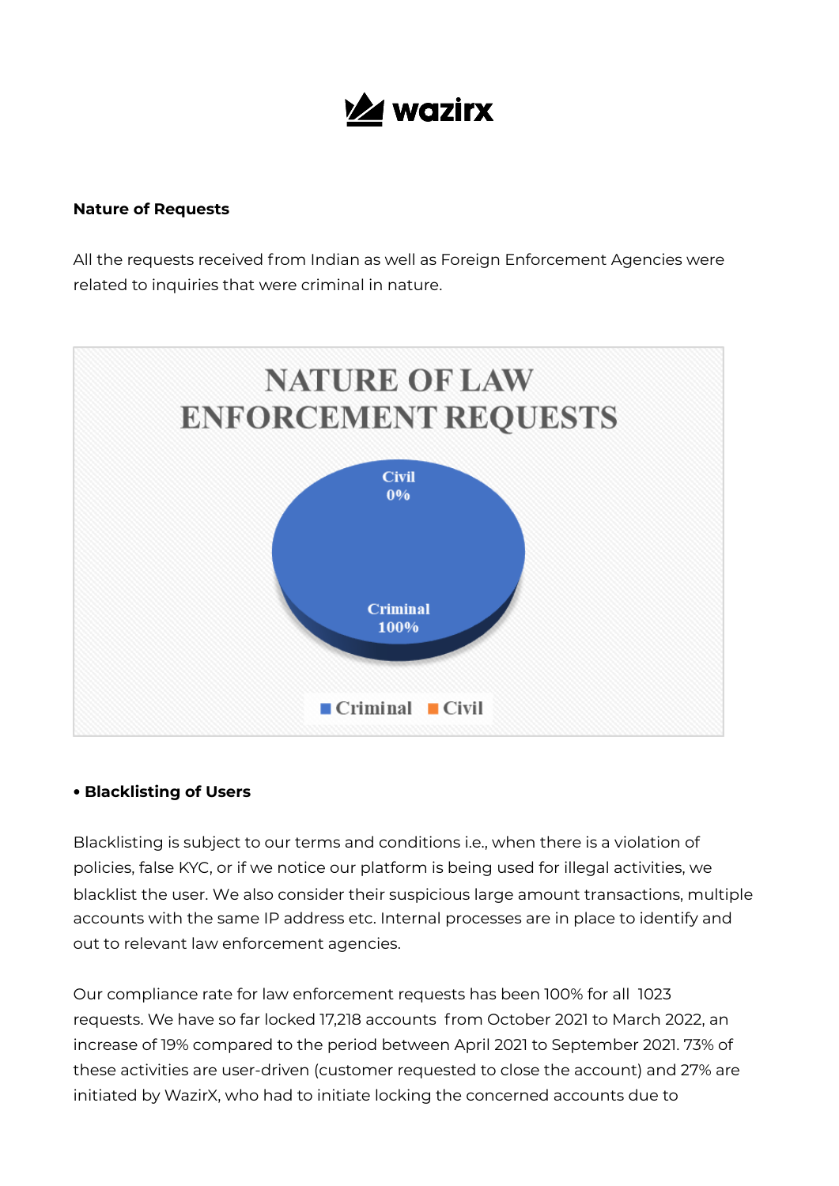**Nature of Requests**

All the requests received from Indian as well as Foreign Enforcement Agencies were related to inquiries that were criminal in nature.

NATURE OF LAW ENFORCEMENT REQUESTS

Civil 0%

Criminal 100%

Criminal Civil

**• Blacklisting of Users**

Blacklisting is subject to our terms and conditions i.e., when there is a violation of policies, false KYC, or if we notice our platform is being used for illegal activities, we blacklist the user. We also consider their suspicious large amount transactions, multiple accounts with the same IP address etc. Internal processes are in place to identify and out to relevant law enforcement agencies.

Our compliance rate for law enforcement requests has been 100% for all 1023 requests. We have so far locked 17,218 accounts from October 2021 to March 2022, an increase of 19% compared to the period between April 2021 to September 2021. 73% of these activities are user-driven (customer requested to close the account) and 27% are initiated by WazirX, who had to initiate locking the concerned accounts due to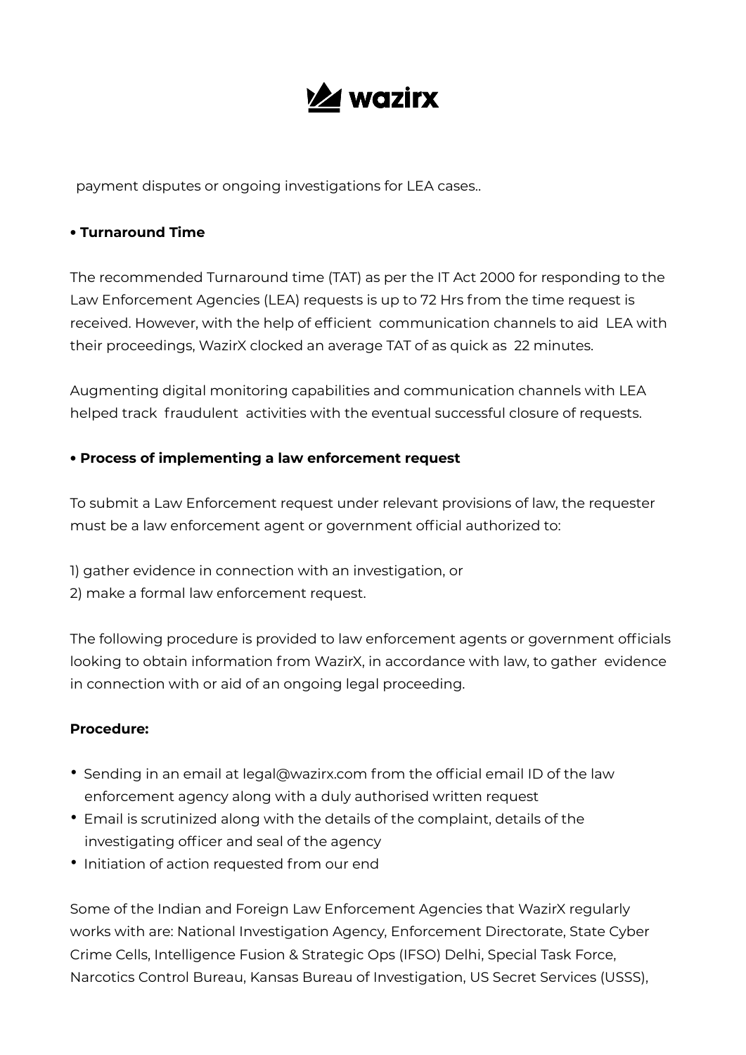payment disputes or ongoing investigations for LEA cases..

**• Turnaround Time**

The recommended Turnaround time (TAT) as per the IT Act 2000 for responding to the Law Enforcement Agencies (LEA) requests is up to 72 Hrs from the time request is received. However, with the help of efficient communication channels to aid LEA with their proceedings, WazirX clocked an average TAT of as quick as 22 minutes.

Augmenting digital monitoring capabilities and communication channels with LEA helped track fraudulent activities with the eventual successful closure of requests.

**• Process of implementing a law enforcement request**

To submit a Law Enforcement request under relevant provisions of law, the requester must be a law enforcement agent or government official authorized to:

1) gather evidence in connection with an investigation, or
2) make a formal law enforcement request.

The following procedure is provided to law enforcement agents or government officials looking to obtain information from WazirX, in accordance with law, to gather evidence in connection with or aid of an ongoing legal proceeding.

**Procedure:**

- Sending in an email at legal@wazirx.com from the official email ID of the law enforcement agency along with a duly authorised written request
- Email is scrutinized along with the details of the complaint, details of the investigating officer and seal of the agency
- Initiation of action requested from our end

Some of the Indian and Foreign Law Enforcement Agencies that WazirX regularly works with are: National Investigation Agency, Enforcement Directorate, State Cyber Crime Cells, Intelligence Fusion & Strategic Ops (IFSO) Delhi, Special Task Force, Narcotics Control Bureau, Kansas Bureau of Investigation, US Secret Services (USSS),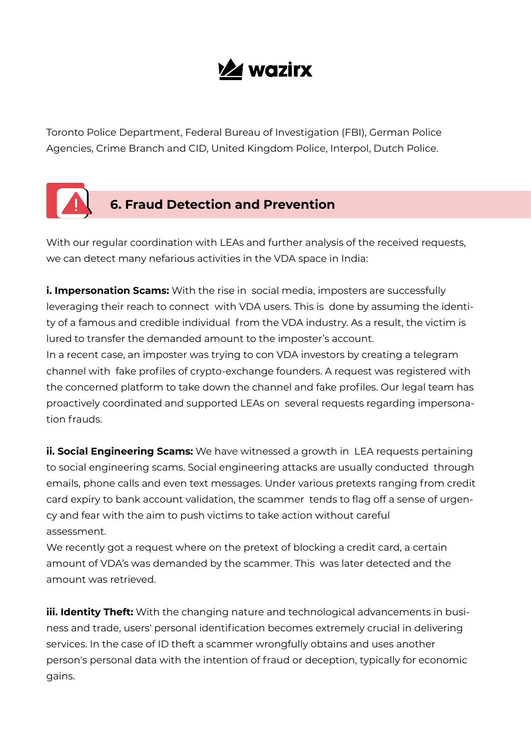Toronto Police Department, Federal Bureau of Investigation (FBI), German Police Agencies, Crime Branch and CID, United Kingdom Police, Interpol, Dutch Police.

## 6. Fraud Detection and Prevention

With our regular coordination with LEAs and further analysis of the received requests, we can detect many nefarious activities in the VDA space in India:

**i. Impersonation Scams:** With the rise in social media, imposters are successfully leveraging their reach to connect with VDA users. This is done by assuming the identity of a famous and credible individual from the VDA industry. As a result, the victim is lured to transfer the demanded amount to the imposter's account.
In a recent case, an imposter was trying to con VDA investors by creating a telegram channel with fake profiles of crypto-exchange founders. A request was registered with the concerned platform to take down the channel and fake profiles. Our legal team has proactively coordinated and supported LEAs on several requests regarding impersonation frauds.

**ii. Social Engineering Scams:** We have witnessed a growth in LEA requests pertaining to social engineering scams. Social engineering attacks are usually conducted through emails, phone calls and even text messages. Under various pretexts ranging from credit card expiry to bank account validation, the scammer tends to flag off a sense of urgency and fear with the aim to push victims to take action without careful assessment.
We recently got a request where on the pretext of blocking a credit card, a certain amount of VDA's was demanded by the scammer. This was later detected and the amount was retrieved.

**iii. Identity Theft:** With the changing nature and technological advancements in business and trade, users' personal identification becomes extremely crucial in delivering services. In the case of ID theft a scammer wrongfully obtains and uses another person's personal data with the intention of fraud or deception, typically for economic gains.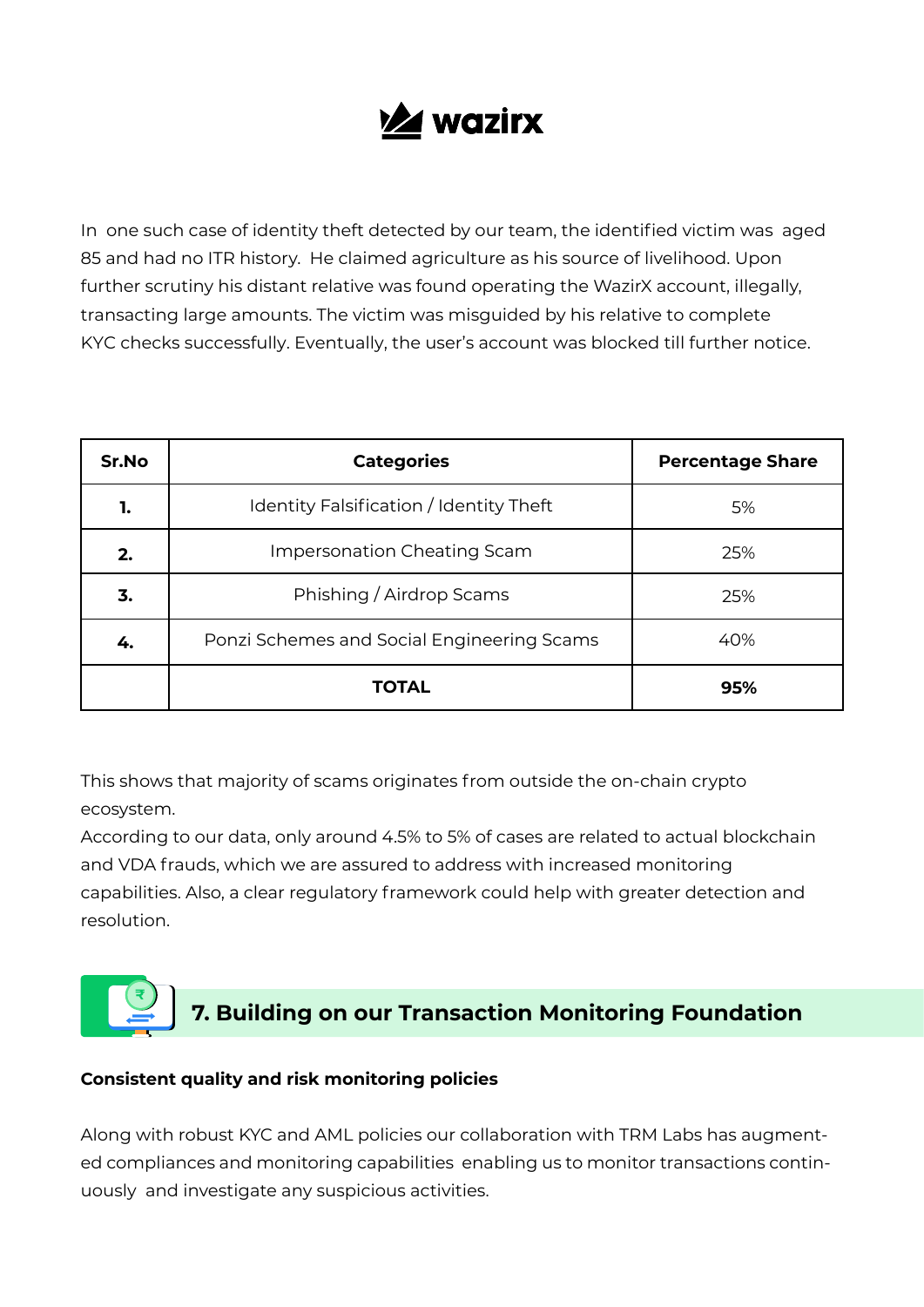In one such case of identity theft detected by our team, the identified victim was aged 85 and had no ITR history. He claimed agriculture as his source of livelihood. Upon further scrutiny his distant relative was found operating the WazirX account, illegally, transacting large amounts. The victim was misguided by his relative to complete KYC checks successfully. Eventually, the user's account was blocked till further notice.

| Sr.No | Categories | Percentage Share |
|---|---|---|
| **1.** | Identity Falsification / Identity Theft | 5% |
| **2.** | Impersonation Cheating Scam | 25% |
| **3.** | Phishing / Airdrop Scams | 25% |
| **4.** | Ponzi Schemes and Social Engineering Scams | 40% |
| | **TOTAL** | **95%** |

This shows that majority of scams originates from outside the on-chain crypto ecosystem.
According to our data, only around 4.5% to 5% of cases are related to actual blockchain and VDA frauds, which we are assured to address with increased monitoring capabilities. Also, a clear regulatory framework could help with greater detection and resolution.

## 7. Building on our Transaction Monitoring Foundation

**Consistent quality and risk monitoring policies**

Along with robust KYC and AML policies our collaboration with TRM Labs has augmented compliances and monitoring capabilities enabling us to monitor transactions continuously and investigate any suspicious activities.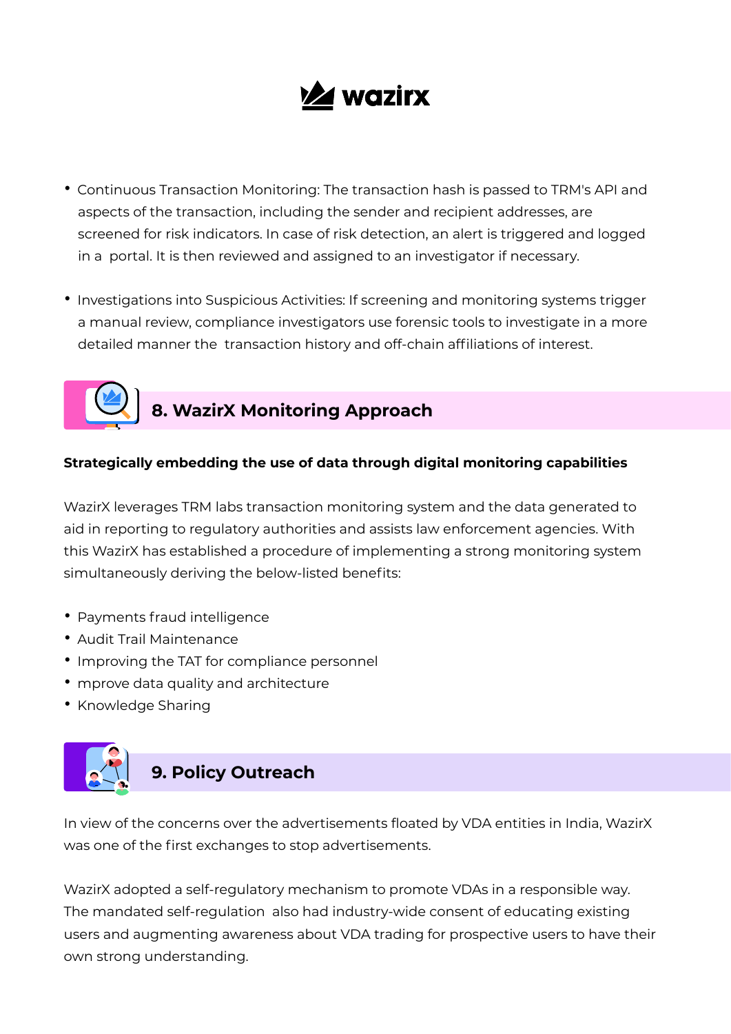- Continuous Transaction Monitoring: The transaction hash is passed to TRM's API and aspects of the transaction, including the sender and recipient addresses, are screened for risk indicators. In case of risk detection, an alert is triggered and logged in a portal. It is then reviewed and assigned to an investigator if necessary.

- Investigations into Suspicious Activities: If screening and monitoring systems trigger a manual review, compliance investigators use forensic tools to investigate in a more detailed manner the transaction history and off-chain affiliations of interest.

## 8. WazirX Monitoring Approach

**Strategically embedding the use of data through digital monitoring capabilities**

WazirX leverages TRM labs transaction monitoring system and the data generated to aid in reporting to regulatory authorities and assists law enforcement agencies. With this WazirX has established a procedure of implementing a strong monitoring system simultaneously deriving the below-listed benefits:

- Payments fraud intelligence
- Audit Trail Maintenance
- Improving the TAT for compliance personnel
- mprove data quality and architecture
- Knowledge Sharing

## 9. Policy Outreach

In view of the concerns over the advertisements floated by VDA entities in India, WazirX was one of the first exchanges to stop advertisements.

WazirX adopted a self-regulatory mechanism to promote VDAs in a responsible way. The mandated self-regulation also had industry-wide consent of educating existing users and augmenting awareness about VDA trading for prospective users to have their own strong understanding.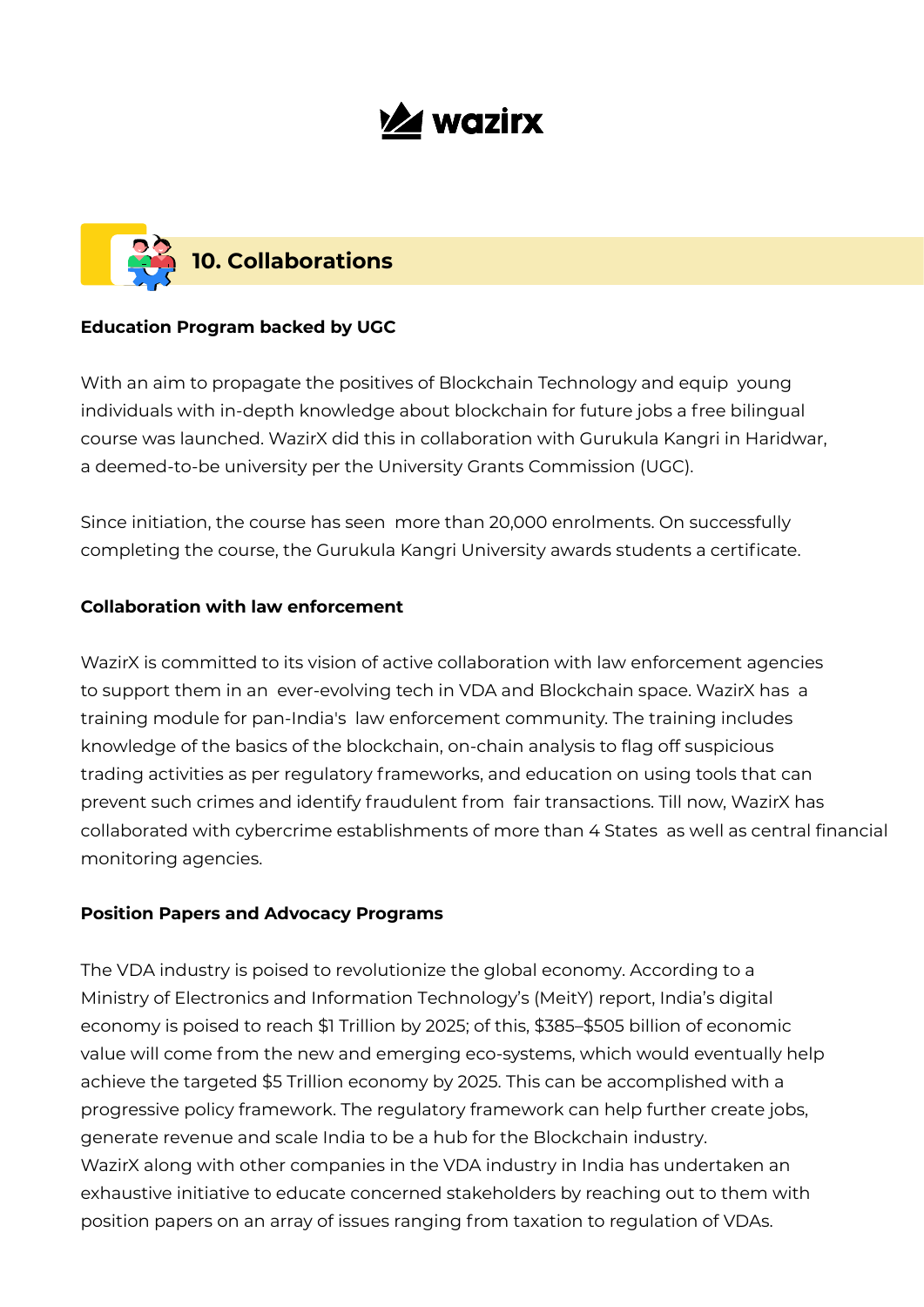## 10. Collaborations

**Education Program backed by UGC**

With an aim to propagate the positives of Blockchain Technology and equip young individuals with in-depth knowledge about blockchain for future jobs a free bilingual course was launched. WazirX did this in collaboration with Gurukula Kangri in Haridwar, a deemed-to-be university per the University Grants Commission (UGC).

Since initiation, the course has seen more than 20,000 enrolments. On successfully completing the course, the Gurukula Kangri University awards students a certificate.

**Collaboration with law enforcement**

WazirX is committed to its vision of active collaboration with law enforcement agencies to support them in an ever-evolving tech in VDA and Blockchain space. WazirX has a training module for pan-India's law enforcement community. The training includes knowledge of the basics of the blockchain, on-chain analysis to flag off suspicious trading activities as per regulatory frameworks, and education on using tools that can prevent such crimes and identify fraudulent from fair transactions. Till now, WazirX has collaborated with cybercrime establishments of more than 4 States as well as central financial monitoring agencies.

**Position Papers and Advocacy Programs**

The VDA industry is poised to revolutionize the global economy. According to a Ministry of Electronics and Information Technology's (MeitY) report, India's digital economy is poised to reach $1 Trillion by 2025; of this, $385–$505 billion of economic value will come from the new and emerging eco-systems, which would eventually help achieve the targeted $5 Trillion economy by 2025. This can be accomplished with a progressive policy framework. The regulatory framework can help further create jobs, generate revenue and scale India to be a hub for the Blockchain industry.
WazirX along with other companies in the VDA industry in India has undertaken an exhaustive initiative to educate concerned stakeholders by reaching out to them with position papers on an array of issues ranging from taxation to regulation of VDAs.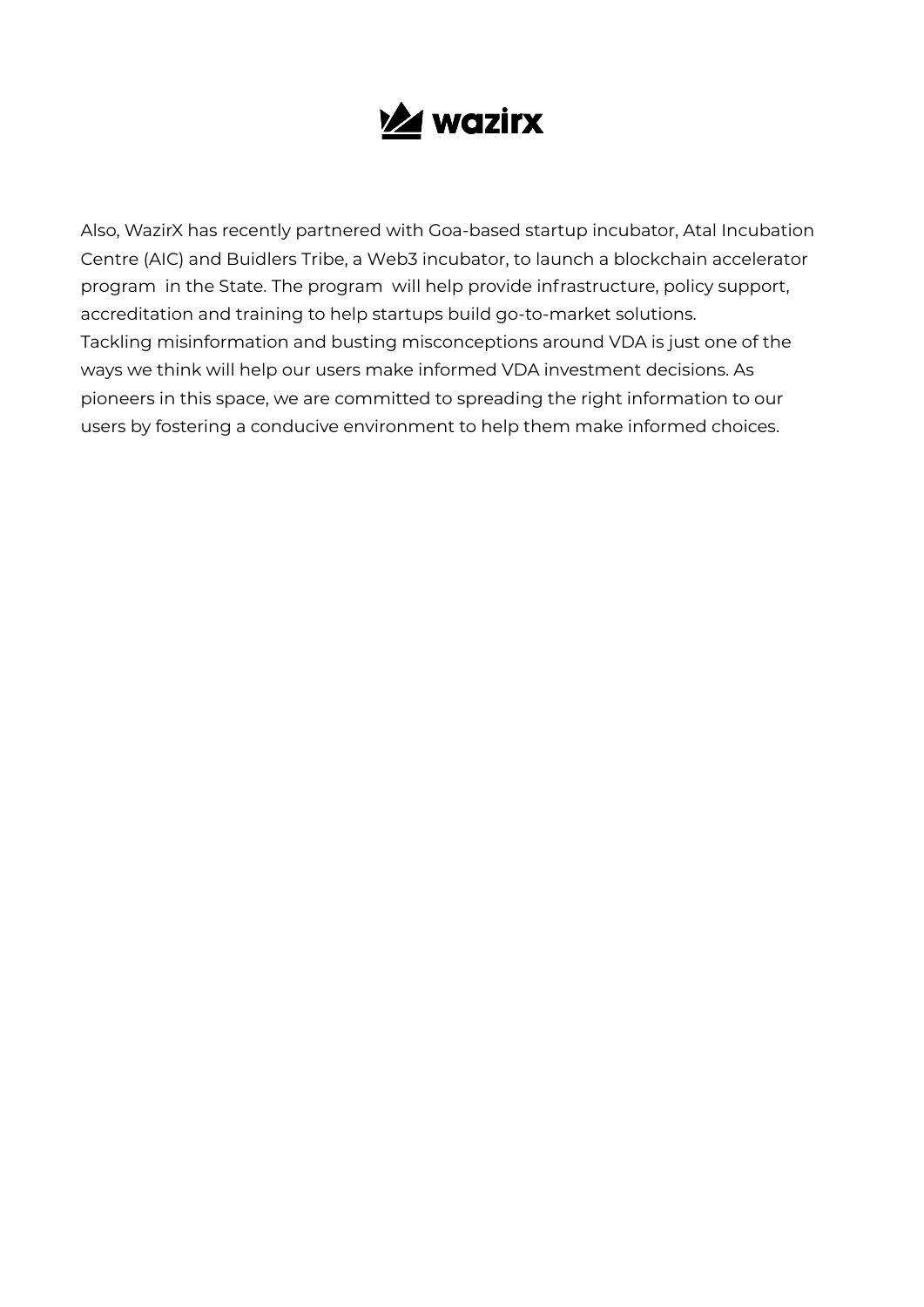Also, WazirX has recently partnered with Goa-based startup incubator, Atal Incubation Centre (AIC) and Buidlers Tribe, a Web3 incubator, to launch a blockchain accelerator program in the State. The program will help provide infrastructure, policy support, accreditation and training to help startups build go-to-market solutions.

Tackling misinformation and busting misconceptions around VDA is just one of the ways we think will help our users make informed VDA investment decisions. As pioneers in this space, we are committed to spreading the right information to our users by fostering a conducive environment to help them make informed choices.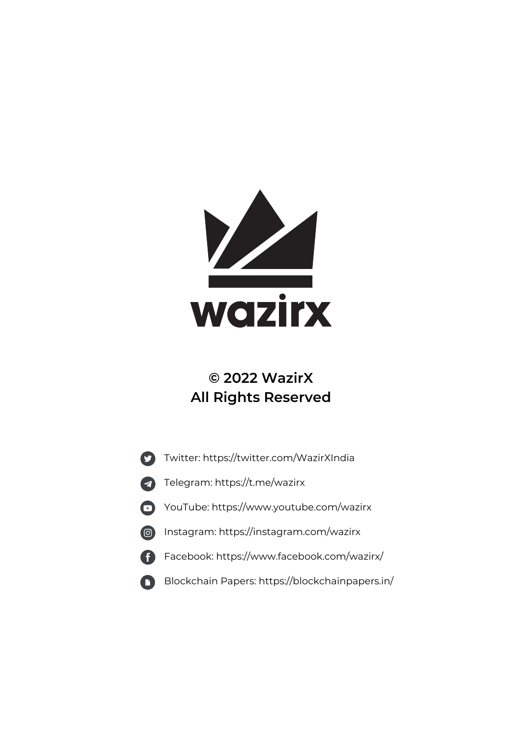wazirx

**© 2022 WazirX**
**All Rights Reserved**

- Twitter: https://twitter.com/WazirXIndia
- Telegram: https://t.me/wazirx
- YouTube: https://www.youtube.com/wazirx
- Instagram: https://instagram.com/wazirx
- Facebook: https://www.facebook.com/wazirx/
- Blockchain Papers: https://blockchainpapers.in/